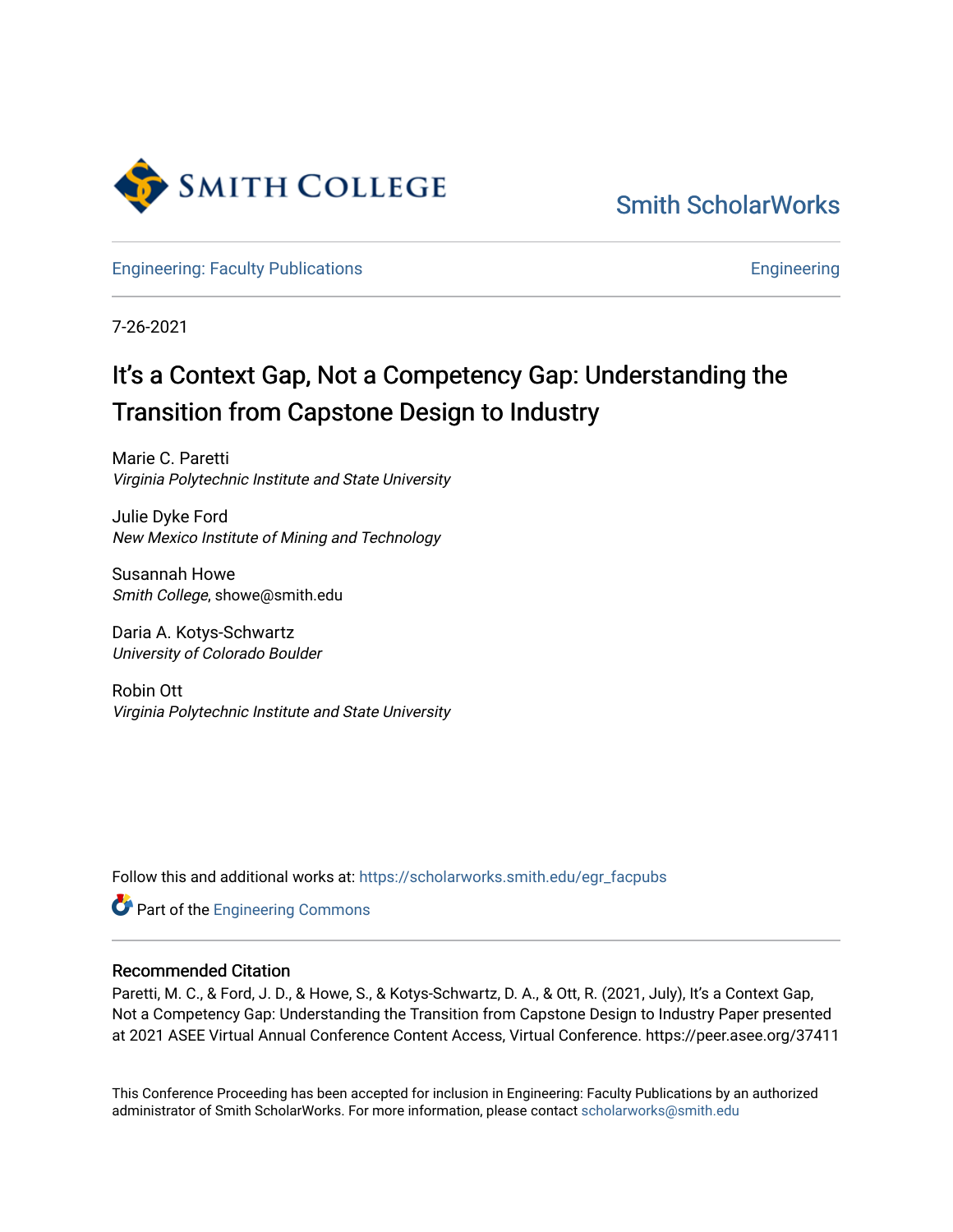Smith College

Smith ScholarWorks

Engineering: Faculty Publications

Engineering

7-26-2021

# It's a Context Gap, Not a Competency Gap: Understanding the Transition from Capstone Design to Industry

Marie C. Paretti
*Virginia Polytechnic Institute and State University*

Julie Dyke Ford
*New Mexico Institute of Mining and Technology*

Susannah Howe
*Smith College*, showe@smith.edu

Daria A. Kotys-Schwartz
*University of Colorado Boulder*

Robin Ott
*Virginia Polytechnic Institute and State University*

Follow this and additional works at: https://scholarworks.smith.edu/egr_facpubs

Part of the Engineering Commons

## Recommended Citation

Paretti, M. C., & Ford, J. D., & Howe, S., & Kotys-Schwartz, D. A., & Ott, R. (2021, July), It's a Context Gap, Not a Competency Gap: Understanding the Transition from Capstone Design to Industry Paper presented at 2021 ASEE Virtual Annual Conference Content Access, Virtual Conference. https://peer.asee.org/37411

This Conference Proceeding has been accepted for inclusion in Engineering: Faculty Publications by an authorized administrator of Smith ScholarWorks. For more information, please contact scholarworks@smith.edu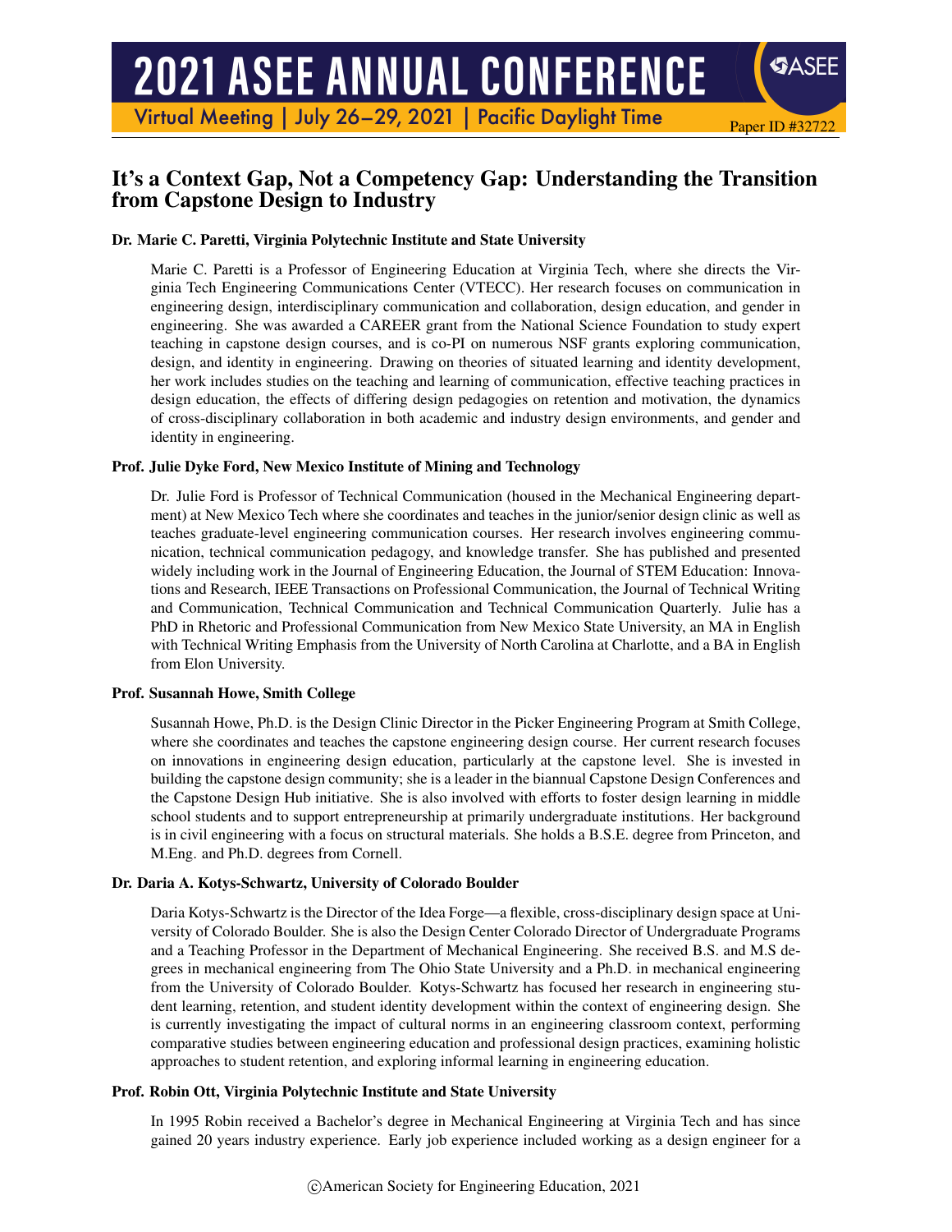# It's a Context Gap, Not a Competency Gap: Understanding the Transition from Capstone Design to Industry

**Dr. Marie C. Paretti, Virginia Polytechnic Institute and State University**

Marie C. Paretti is a Professor of Engineering Education at Virginia Tech, where she directs the Virginia Tech Engineering Communications Center (VTECC). Her research focuses on communication in engineering design, interdisciplinary communication and collaboration, design education, and gender in engineering. She was awarded a CAREER grant from the National Science Foundation to study expert teaching in capstone design courses, and is co-PI on numerous NSF grants exploring communication, design, and identity in engineering. Drawing on theories of situated learning and identity development, her work includes studies on the teaching and learning of communication, effective teaching practices in design education, the effects of differing design pedagogies on retention and motivation, the dynamics of cross-disciplinary collaboration in both academic and industry design environments, and gender and identity in engineering.

**Prof. Julie Dyke Ford, New Mexico Institute of Mining and Technology**

Dr. Julie Ford is Professor of Technical Communication (housed in the Mechanical Engineering department) at New Mexico Tech where she coordinates and teaches in the junior/senior design clinic as well as teaches graduate-level engineering communication courses. Her research involves engineering communication, technical communication pedagogy, and knowledge transfer. She has published and presented widely including work in the Journal of Engineering Education, the Journal of STEM Education: Innovations and Research, IEEE Transactions on Professional Communication, the Journal of Technical Writing and Communication, Technical Communication and Technical Communication Quarterly. Julie has a PhD in Rhetoric and Professional Communication from New Mexico State University, an MA in English with Technical Writing Emphasis from the University of North Carolina at Charlotte, and a BA in English from Elon University.

**Prof. Susannah Howe, Smith College**

Susannah Howe, Ph.D. is the Design Clinic Director in the Picker Engineering Program at Smith College, where she coordinates and teaches the capstone engineering design course. Her current research focuses on innovations in engineering design education, particularly at the capstone level. She is invested in building the capstone design community; she is a leader in the biannual Capstone Design Conferences and the Capstone Design Hub initiative. She is also involved with efforts to foster design learning in middle school students and to support entrepreneurship at primarily undergraduate institutions. Her background is in civil engineering with a focus on structural materials. She holds a B.S.E. degree from Princeton, and M.Eng. and Ph.D. degrees from Cornell.

**Dr. Daria A. Kotys-Schwartz, University of Colorado Boulder**

Daria Kotys-Schwartz is the Director of the Idea Forge—a flexible, cross-disciplinary design space at University of Colorado Boulder. She is also the Design Center Colorado Director of Undergraduate Programs and a Teaching Professor in the Department of Mechanical Engineering. She received B.S. and M.S degrees in mechanical engineering from The Ohio State University and a Ph.D. in mechanical engineering from the University of Colorado Boulder. Kotys-Schwartz has focused her research in engineering student learning, retention, and student identity development within the context of engineering design. She is currently investigating the impact of cultural norms in an engineering classroom context, performing comparative studies between engineering education and professional design practices, examining holistic approaches to student retention, and exploring informal learning in engineering education.

**Prof. Robin Ott, Virginia Polytechnic Institute and State University**

In 1995 Robin received a Bachelor's degree in Mechanical Engineering at Virginia Tech and has since gained 20 years industry experience. Early job experience included working as a design engineer for a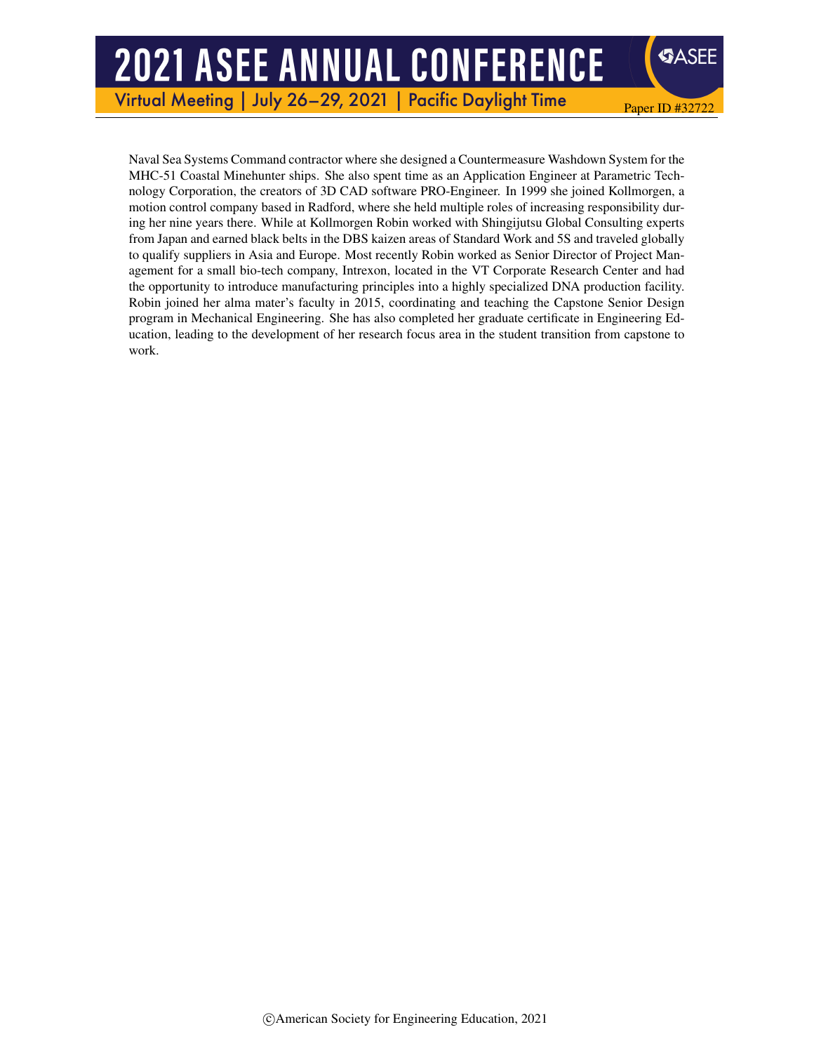Naval Sea Systems Command contractor where she designed a Countermeasure Washdown System for the MHC-51 Coastal Minehunter ships. She also spent time as an Application Engineer at Parametric Technology Corporation, the creators of 3D CAD software PRO-Engineer. In 1999 she joined Kollmorgen, a motion control company based in Radford, where she held multiple roles of increasing responsibility during her nine years there. While at Kollmorgen Robin worked with Shingijutsu Global Consulting experts from Japan and earned black belts in the DBS kaizen areas of Standard Work and 5S and traveled globally to qualify suppliers in Asia and Europe. Most recently Robin worked as Senior Director of Project Management for a small bio-tech company, Intrexon, located in the VT Corporate Research Center and had the opportunity to introduce manufacturing principles into a highly specialized DNA production facility. Robin joined her alma mater's faculty in 2015, coordinating and teaching the Capstone Senior Design program in Mechanical Engineering. She has also completed her graduate certificate in Engineering Education, leading to the development of her research focus area in the student transition from capstone to work.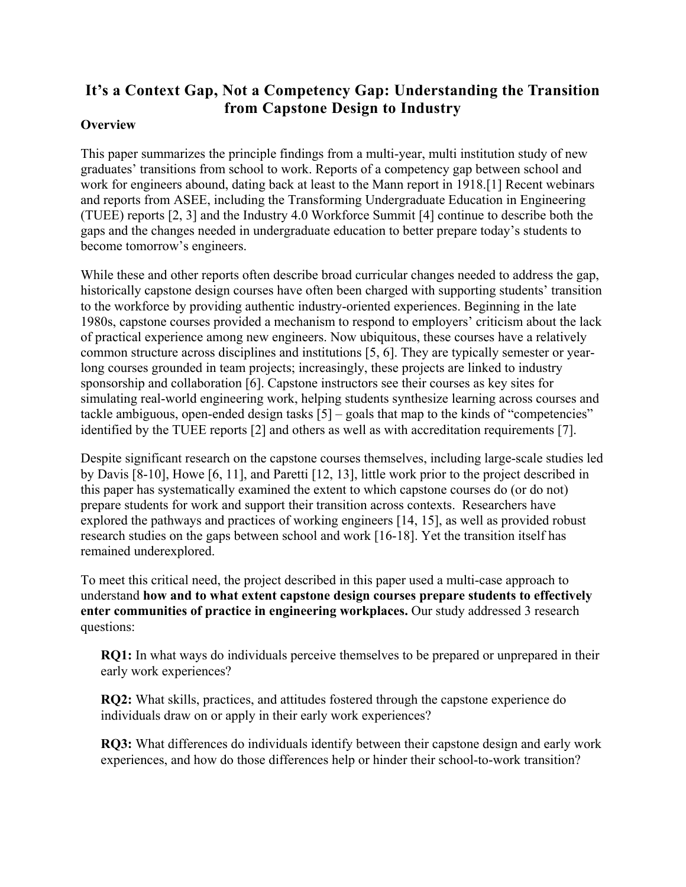# It's a Context Gap, Not a Competency Gap: Understanding the Transition from Capstone Design to Industry

## Overview

This paper summarizes the principle findings from a multi-year, multi institution study of new graduates' transitions from school to work. Reports of a competency gap between school and work for engineers abound, dating back at least to the Mann report in 1918.[1] Recent webinars and reports from ASEE, including the Transforming Undergraduate Education in Engineering (TUEE) reports [2, 3] and the Industry 4.0 Workforce Summit [4] continue to describe both the gaps and the changes needed in undergraduate education to better prepare today's students to become tomorrow's engineers.

While these and other reports often describe broad curricular changes needed to address the gap, historically capstone design courses have often been charged with supporting students' transition to the workforce by providing authentic industry-oriented experiences. Beginning in the late 1980s, capstone courses provided a mechanism to respond to employers' criticism about the lack of practical experience among new engineers. Now ubiquitous, these courses have a relatively common structure across disciplines and institutions [5, 6]. They are typically semester or year-long courses grounded in team projects; increasingly, these projects are linked to industry sponsorship and collaboration [6]. Capstone instructors see their courses as key sites for simulating real-world engineering work, helping students synthesize learning across courses and tackle ambiguous, open-ended design tasks [5] – goals that map to the kinds of "competencies" identified by the TUEE reports [2] and others as well as with accreditation requirements [7].

Despite significant research on the capstone courses themselves, including large-scale studies led by Davis [8-10], Howe [6, 11], and Paretti [12, 13], little work prior to the project described in this paper has systematically examined the extent to which capstone courses do (or do not) prepare students for work and support their transition across contexts. Researchers have explored the pathways and practices of working engineers [14, 15], as well as provided robust research studies on the gaps between school and work [16-18]. Yet the transition itself has remained underexplored.

To meet this critical need, the project described in this paper used a multi-case approach to understand **how and to what extent capstone design courses prepare students to effectively enter communities of practice in engineering workplaces.** Our study addressed 3 research questions:

> **RQ1:** In what ways do individuals perceive themselves to be prepared or unprepared in their early work experiences?
>
> **RQ2:** What skills, practices, and attitudes fostered through the capstone experience do individuals draw on or apply in their early work experiences?
>
> **RQ3:** What differences do individuals identify between their capstone design and early work experiences, and how do those differences help or hinder their school-to-work transition?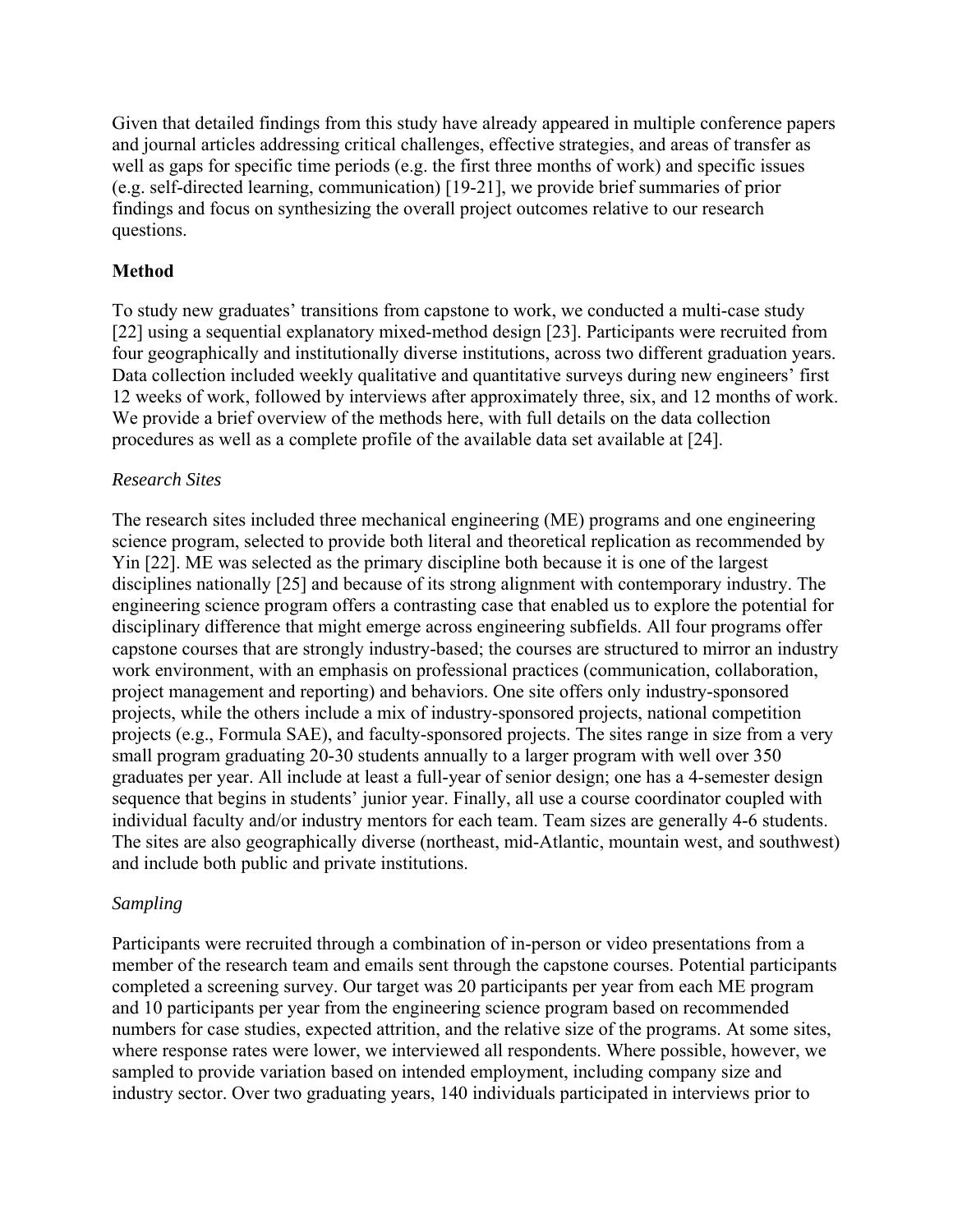Given that detailed findings from this study have already appeared in multiple conference papers and journal articles addressing critical challenges, effective strategies, and areas of transfer as well as gaps for specific time periods (e.g. the first three months of work) and specific issues (e.g. self-directed learning, communication) [19-21], we provide brief summaries of prior findings and focus on synthesizing the overall project outcomes relative to our research questions.

## Method

To study new graduates' transitions from capstone to work, we conducted a multi-case study [22] using a sequential explanatory mixed-method design [23]. Participants were recruited from four geographically and institutionally diverse institutions, across two different graduation years. Data collection included weekly qualitative and quantitative surveys during new engineers' first 12 weeks of work, followed by interviews after approximately three, six, and 12 months of work. We provide a brief overview of the methods here, with full details on the data collection procedures as well as a complete profile of the available data set available at [24].

### *Research Sites*

The research sites included three mechanical engineering (ME) programs and one engineering science program, selected to provide both literal and theoretical replication as recommended by Yin [22]. ME was selected as the primary discipline both because it is one of the largest disciplines nationally [25] and because of its strong alignment with contemporary industry. The engineering science program offers a contrasting case that enabled us to explore the potential for disciplinary difference that might emerge across engineering subfields. All four programs offer capstone courses that are strongly industry-based; the courses are structured to mirror an industry work environment, with an emphasis on professional practices (communication, collaboration, project management and reporting) and behaviors. One site offers only industry-sponsored projects, while the others include a mix of industry-sponsored projects, national competition projects (e.g., Formula SAE), and faculty-sponsored projects. The sites range in size from a very small program graduating 20-30 students annually to a larger program with well over 350 graduates per year. All include at least a full-year of senior design; one has a 4-semester design sequence that begins in students' junior year. Finally, all use a course coordinator coupled with individual faculty and/or industry mentors for each team. Team sizes are generally 4-6 students. The sites are also geographically diverse (northeast, mid-Atlantic, mountain west, and southwest) and include both public and private institutions.

### *Sampling*

Participants were recruited through a combination of in-person or video presentations from a member of the research team and emails sent through the capstone courses. Potential participants completed a screening survey. Our target was 20 participants per year from each ME program and 10 participants per year from the engineering science program based on recommended numbers for case studies, expected attrition, and the relative size of the programs. At some sites, where response rates were lower, we interviewed all respondents. Where possible, however, we sampled to provide variation based on intended employment, including company size and industry sector. Over two graduating years, 140 individuals participated in interviews prior to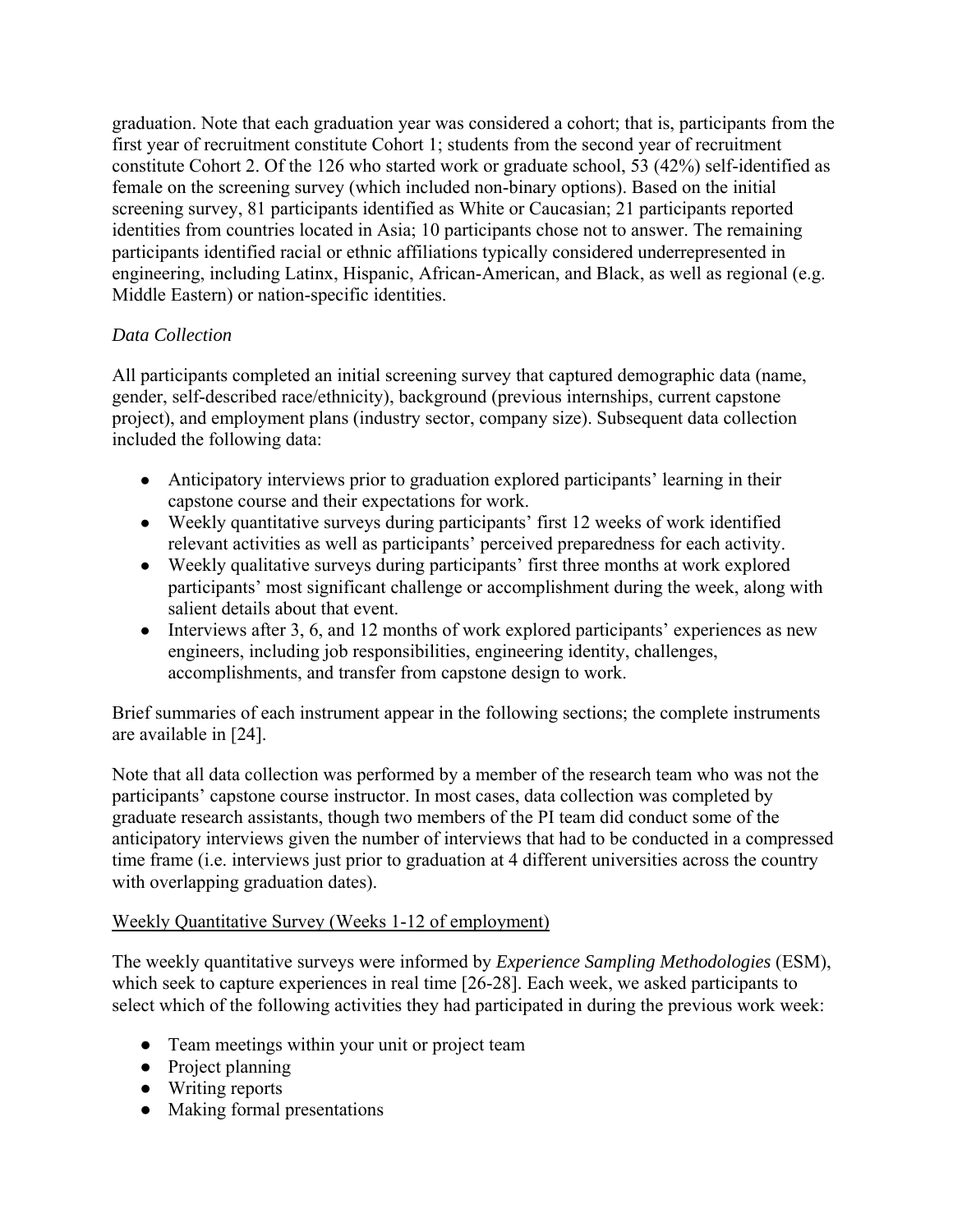graduation. Note that each graduation year was considered a cohort; that is, participants from the first year of recruitment constitute Cohort 1; students from the second year of recruitment constitute Cohort 2. Of the 126 who started work or graduate school, 53 (42%) self-identified as female on the screening survey (which included non-binary options). Based on the initial screening survey, 81 participants identified as White or Caucasian; 21 participants reported identities from countries located in Asia; 10 participants chose not to answer. The remaining participants identified racial or ethnic affiliations typically considered underrepresented in engineering, including Latinx, Hispanic, African-American, and Black, as well as regional (e.g. Middle Eastern) or nation-specific identities.

*Data Collection*

All participants completed an initial screening survey that captured demographic data (name, gender, self-described race/ethnicity), background (previous internships, current capstone project), and employment plans (industry sector, company size). Subsequent data collection included the following data:

- Anticipatory interviews prior to graduation explored participants' learning in their capstone course and their expectations for work.
- Weekly quantitative surveys during participants' first 12 weeks of work identified relevant activities as well as participants' perceived preparedness for each activity.
- Weekly qualitative surveys during participants' first three months at work explored participants' most significant challenge or accomplishment during the week, along with salient details about that event.
- Interviews after 3, 6, and 12 months of work explored participants' experiences as new engineers, including job responsibilities, engineering identity, challenges, accomplishments, and transfer from capstone design to work.

Brief summaries of each instrument appear in the following sections; the complete instruments are available in [24].

Note that all data collection was performed by a member of the research team who was not the participants' capstone course instructor. In most cases, data collection was completed by graduate research assistants, though two members of the PI team did conduct some of the anticipatory interviews given the number of interviews that had to be conducted in a compressed time frame (i.e. interviews just prior to graduation at 4 different universities across the country with overlapping graduation dates).

<u>Weekly Quantitative Survey (Weeks 1-12 of employment)</u>

The weekly quantitative surveys were informed by *Experience Sampling Methodologies* (ESM), which seek to capture experiences in real time [26-28]. Each week, we asked participants to select which of the following activities they had participated in during the previous work week:

- Team meetings within your unit or project team
- Project planning
- Writing reports
- Making formal presentations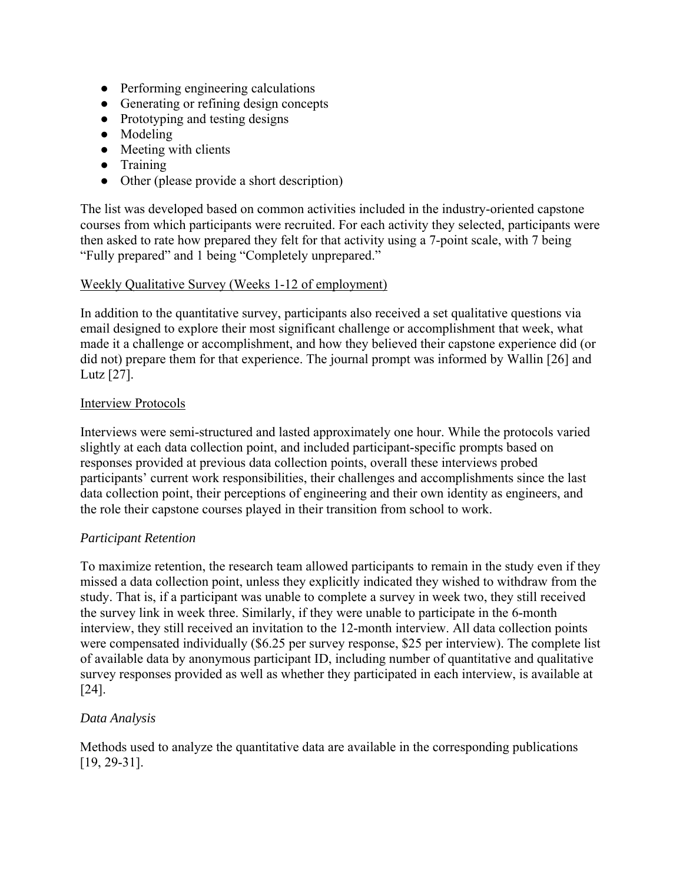- Performing engineering calculations
- Generating or refining design concepts
- Prototyping and testing designs
- Modeling
- Meeting with clients
- Training
- Other (please provide a short description)

The list was developed based on common activities included in the industry-oriented capstone courses from which participants were recruited. For each activity they selected, participants were then asked to rate how prepared they felt for that activity using a 7-point scale, with 7 being "Fully prepared" and 1 being "Completely unprepared."

<u>Weekly Qualitative Survey (Weeks 1-12 of employment)</u>

In addition to the quantitative survey, participants also received a set qualitative questions via email designed to explore their most significant challenge or accomplishment that week, what made it a challenge or accomplishment, and how they believed their capstone experience did (or did not) prepare them for that experience. The journal prompt was informed by Wallin [26] and Lutz [27].

<u>Interview Protocols</u>

Interviews were semi-structured and lasted approximately one hour. While the protocols varied slightly at each data collection point, and included participant-specific prompts based on responses provided at previous data collection points, overall these interviews probed participants' current work responsibilities, their challenges and accomplishments since the last data collection point, their perceptions of engineering and their own identity as engineers, and the role their capstone courses played in their transition from school to work.

*Participant Retention*

To maximize retention, the research team allowed participants to remain in the study even if they missed a data collection point, unless they explicitly indicated they wished to withdraw from the study. That is, if a participant was unable to complete a survey in week two, they still received the survey link in week three. Similarly, if they were unable to participate in the 6-month interview, they still received an invitation to the 12-month interview. All data collection points were compensated individually ($6.25 per survey response, $25 per interview). The complete list of available data by anonymous participant ID, including number of quantitative and qualitative survey responses provided as well as whether they participated in each interview, is available at [24].

*Data Analysis*

Methods used to analyze the quantitative data are available in the corresponding publications [19, 29-31].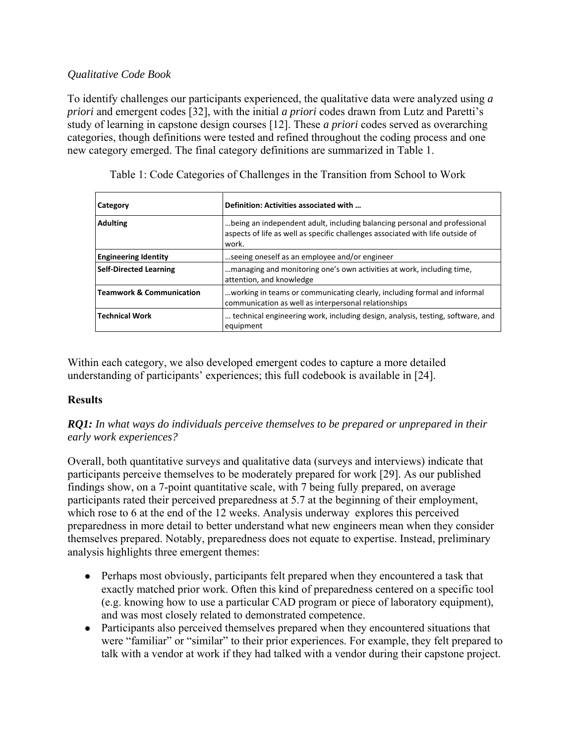*Qualitative Code Book*

To identify challenges our participants experienced, the qualitative data were analyzed using *a priori* and emergent codes [32], with the initial *a priori* codes drawn from Lutz and Paretti's study of learning in capstone design courses [12]. These *a priori* codes served as overarching categories, though definitions were tested and refined throughout the coding process and one new category emerged. The final category definitions are summarized in Table 1.

Table 1: Code Categories of Challenges in the Transition from School to Work

| Category | Definition: Activities associated with … |
|---|---|
| **Adulting** | …being an independent adult, including balancing personal and professional aspects of life as well as specific challenges associated with life outside of work. |
| **Engineering Identity** | …seeing oneself as an employee and/or engineer |
| **Self-Directed Learning** | …managing and monitoring one's own activities at work, including time, attention, and knowledge |
| **Teamwork & Communication** | …working in teams or communicating clearly, including formal and informal communication as well as interpersonal relationships |
| **Technical Work** | … technical engineering work, including design, analysis, testing, software, and equipment |

Within each category, we also developed emergent codes to capture a more detailed understanding of participants' experiences; this full codebook is available in [24].

## Results

***RQ1:*** *In what ways do individuals perceive themselves to be prepared or unprepared in their early work experiences?*

Overall, both quantitative surveys and qualitative data (surveys and interviews) indicate that participants perceive themselves to be moderately prepared for work [29]. As our published findings show, on a 7-point quantitative scale, with 7 being fully prepared, on average participants rated their perceived preparedness at 5.7 at the beginning of their employment, which rose to 6 at the end of the 12 weeks. Analysis underway explores this perceived preparedness in more detail to better understand what new engineers mean when they consider themselves prepared. Notably, preparedness does not equate to expertise. Instead, preliminary analysis highlights three emergent themes:

- Perhaps most obviously, participants felt prepared when they encountered a task that exactly matched prior work. Often this kind of preparedness centered on a specific tool (e.g. knowing how to use a particular CAD program or piece of laboratory equipment), and was most closely related to demonstrated competence.
- Participants also perceived themselves prepared when they encountered situations that were "familiar" or "similar" to their prior experiences. For example, they felt prepared to talk with a vendor at work if they had talked with a vendor during their capstone project.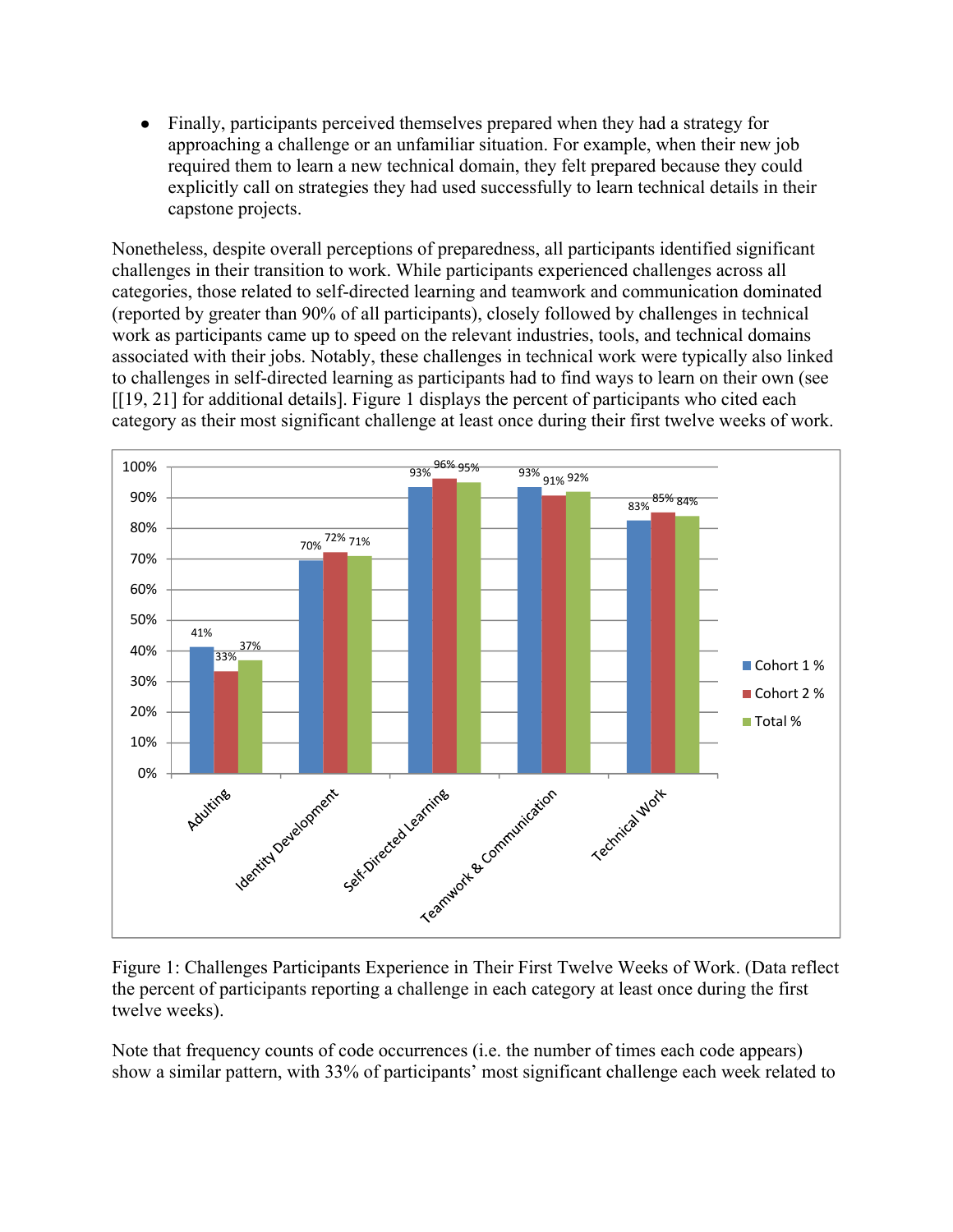- Finally, participants perceived themselves prepared when they had a strategy for approaching a challenge or an unfamiliar situation. For example, when their new job required them to learn a new technical domain, they felt prepared because they could explicitly call on strategies they had used successfully to learn technical details in their capstone projects.

Nonetheless, despite overall perceptions of preparedness, all participants identified significant challenges in their transition to work. While participants experienced challenges across all categories, those related to self-directed learning and teamwork and communication dominated (reported by greater than 90% of all participants), closely followed by challenges in technical work as participants came up to speed on the relevant industries, tools, and technical domains associated with their jobs. Notably, these challenges in technical work were typically also linked to challenges in self-directed learning as participants had to find ways to learn on their own (see [[19, 21] for additional details]. Figure 1 displays the percent of participants who cited each category as their most significant challenge at least once during their first twelve weeks of work.

| Category | Cohort 1 % | Cohort 2 % | Total % |
|---|---|---|---|
| Adulting | 41% | 33% | 37% |
| Identity Development | 70% | 72% | 71% |
| Self-Directed Learning | 93% | 96% | 95% |
| Teamwork & Communication | 93% | 91% | 92% |
| Technical Work | 83% | 85% | 84% |

Figure 1: Challenges Participants Experience in Their First Twelve Weeks of Work. (Data reflect the percent of participants reporting a challenge in each category at least once during the first twelve weeks).

Note that frequency counts of code occurrences (i.e. the number of times each code appears) show a similar pattern, with 33% of participants' most significant challenge each week related to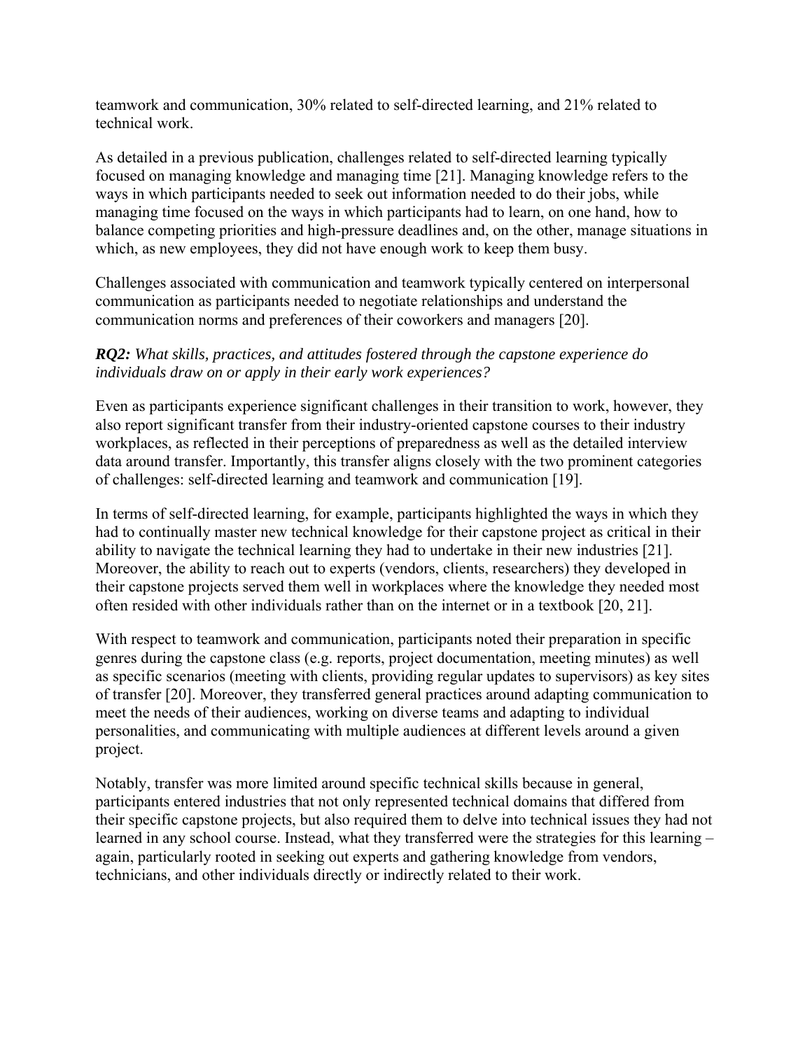teamwork and communication, 30% related to self-directed learning, and 21% related to technical work.

As detailed in a previous publication, challenges related to self-directed learning typically focused on managing knowledge and managing time [21]. Managing knowledge refers to the ways in which participants needed to seek out information needed to do their jobs, while managing time focused on the ways in which participants had to learn, on one hand, how to balance competing priorities and high-pressure deadlines and, on the other, manage situations in which, as new employees, they did not have enough work to keep them busy.

Challenges associated with communication and teamwork typically centered on interpersonal communication as participants needed to negotiate relationships and understand the communication norms and preferences of their coworkers and managers [20].

***RQ2:*** *What skills, practices, and attitudes fostered through the capstone experience do individuals draw on or apply in their early work experiences?*

Even as participants experience significant challenges in their transition to work, however, they also report significant transfer from their industry-oriented capstone courses to their industry workplaces, as reflected in their perceptions of preparedness as well as the detailed interview data around transfer. Importantly, this transfer aligns closely with the two prominent categories of challenges: self-directed learning and teamwork and communication [19].

In terms of self-directed learning, for example, participants highlighted the ways in which they had to continually master new technical knowledge for their capstone project as critical in their ability to navigate the technical learning they had to undertake in their new industries [21]. Moreover, the ability to reach out to experts (vendors, clients, researchers) they developed in their capstone projects served them well in workplaces where the knowledge they needed most often resided with other individuals rather than on the internet or in a textbook [20, 21].

With respect to teamwork and communication, participants noted their preparation in specific genres during the capstone class (e.g. reports, project documentation, meeting minutes) as well as specific scenarios (meeting with clients, providing regular updates to supervisors) as key sites of transfer [20]. Moreover, they transferred general practices around adapting communication to meet the needs of their audiences, working on diverse teams and adapting to individual personalities, and communicating with multiple audiences at different levels around a given project.

Notably, transfer was more limited around specific technical skills because in general, participants entered industries that not only represented technical domains that differed from their specific capstone projects, but also required them to delve into technical issues they had not learned in any school course. Instead, what they transferred were the strategies for this learning – again, particularly rooted in seeking out experts and gathering knowledge from vendors, technicians, and other individuals directly or indirectly related to their work.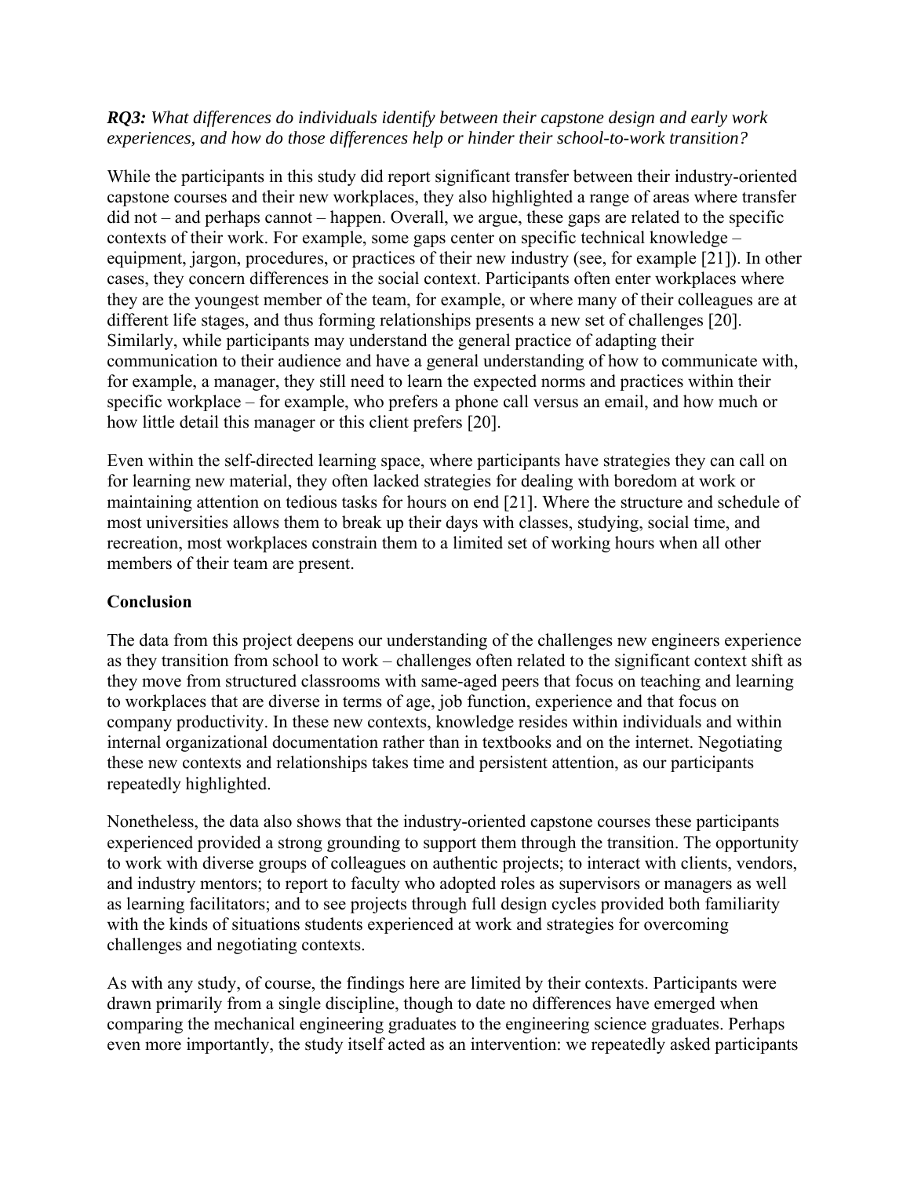***RQ3:** What differences do individuals identify between their capstone design and early work experiences, and how do those differences help or hinder their school-to-work transition?*

While the participants in this study did report significant transfer between their industry-oriented capstone courses and their new workplaces, they also highlighted a range of areas where transfer did not – and perhaps cannot – happen. Overall, we argue, these gaps are related to the specific contexts of their work. For example, some gaps center on specific technical knowledge – equipment, jargon, procedures, or practices of their new industry (see, for example [21]). In other cases, they concern differences in the social context. Participants often enter workplaces where they are the youngest member of the team, for example, or where many of their colleagues are at different life stages, and thus forming relationships presents a new set of challenges [20]. Similarly, while participants may understand the general practice of adapting their communication to their audience and have a general understanding of how to communicate with, for example, a manager, they still need to learn the expected norms and practices within their specific workplace – for example, who prefers a phone call versus an email, and how much or how little detail this manager or this client prefers [20].

Even within the self-directed learning space, where participants have strategies they can call on for learning new material, they often lacked strategies for dealing with boredom at work or maintaining attention on tedious tasks for hours on end [21]. Where the structure and schedule of most universities allows them to break up their days with classes, studying, social time, and recreation, most workplaces constrain them to a limited set of working hours when all other members of their team are present.

## Conclusion

The data from this project deepens our understanding of the challenges new engineers experience as they transition from school to work – challenges often related to the significant context shift as they move from structured classrooms with same-aged peers that focus on teaching and learning to workplaces that are diverse in terms of age, job function, experience and that focus on company productivity. In these new contexts, knowledge resides within individuals and within internal organizational documentation rather than in textbooks and on the internet. Negotiating these new contexts and relationships takes time and persistent attention, as our participants repeatedly highlighted.

Nonetheless, the data also shows that the industry-oriented capstone courses these participants experienced provided a strong grounding to support them through the transition. The opportunity to work with diverse groups of colleagues on authentic projects; to interact with clients, vendors, and industry mentors; to report to faculty who adopted roles as supervisors or managers as well as learning facilitators; and to see projects through full design cycles provided both familiarity with the kinds of situations students experienced at work and strategies for overcoming challenges and negotiating contexts.

As with any study, of course, the findings here are limited by their contexts. Participants were drawn primarily from a single discipline, though to date no differences have emerged when comparing the mechanical engineering graduates to the engineering science graduates. Perhaps even more importantly, the study itself acted as an intervention: we repeatedly asked participants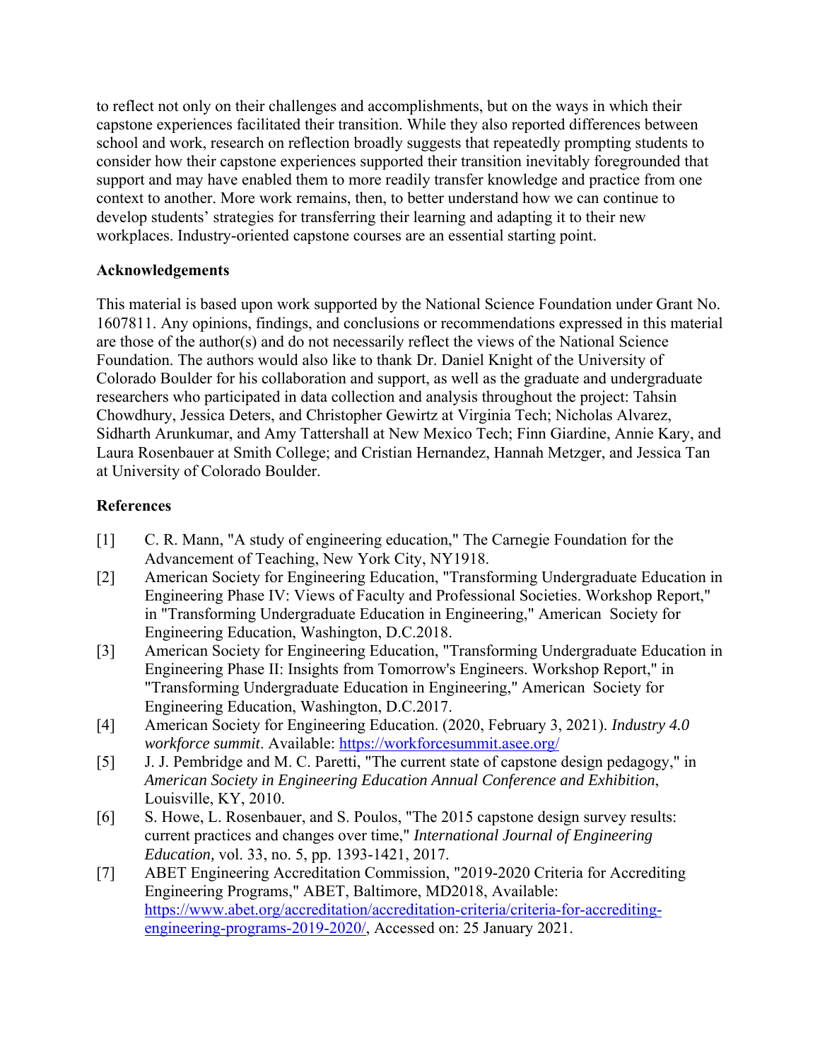to reflect not only on their challenges and accomplishments, but on the ways in which their capstone experiences facilitated their transition. While they also reported differences between school and work, research on reflection broadly suggests that repeatedly prompting students to consider how their capstone experiences supported their transition inevitably foregrounded that support and may have enabled them to more readily transfer knowledge and practice from one context to another. More work remains, then, to better understand how we can continue to develop students' strategies for transferring their learning and adapting it to their new workplaces. Industry-oriented capstone courses are an essential starting point.

## Acknowledgements

This material is based upon work supported by the National Science Foundation under Grant No. 1607811. Any opinions, findings, and conclusions or recommendations expressed in this material are those of the author(s) and do not necessarily reflect the views of the National Science Foundation. The authors would also like to thank Dr. Daniel Knight of the University of Colorado Boulder for his collaboration and support, as well as the graduate and undergraduate researchers who participated in data collection and analysis throughout the project: Tahsin Chowdhury, Jessica Deters, and Christopher Gewirtz at Virginia Tech; Nicholas Alvarez, Sidharth Arunkumar, and Amy Tattershall at New Mexico Tech; Finn Giardine, Annie Kary, and Laura Rosenbauer at Smith College; and Cristian Hernandez, Hannah Metzger, and Jessica Tan at University of Colorado Boulder.

## References

[1] C. R. Mann, "A study of engineering education," The Carnegie Foundation for the Advancement of Teaching, New York City, NY1918.

[2] American Society for Engineering Education, "Transforming Undergraduate Education in Engineering Phase IV: Views of Faculty and Professional Societies. Workshop Report," in "Transforming Undergraduate Education in Engineering," American Society for Engineering Education, Washington, D.C.2018.

[3] American Society for Engineering Education, "Transforming Undergraduate Education in Engineering Phase II: Insights from Tomorrow's Engineers. Workshop Report," in "Transforming Undergraduate Education in Engineering," American Society for Engineering Education, Washington, D.C.2017.

[4] American Society for Engineering Education. (2020, February 3, 2021). *Industry 4.0 workforce summit*. Available: https://workforcesummit.asee.org/

[5] J. J. Pembridge and M. C. Paretti, "The current state of capstone design pedagogy," in *American Society in Engineering Education Annual Conference and Exhibition*, Louisville, KY, 2010.

[6] S. Howe, L. Rosenbauer, and S. Poulos, "The 2015 capstone design survey results: current practices and changes over time," *International Journal of Engineering Education,* vol. 33, no. 5, pp. 1393-1421, 2017.

[7] ABET Engineering Accreditation Commission, "2019-2020 Criteria for Accrediting Engineering Programs," ABET, Baltimore, MD2018, Available: https://www.abet.org/accreditation/accreditation-criteria/criteria-for-accrediting-engineering-programs-2019-2020/, Accessed on: 25 January 2021.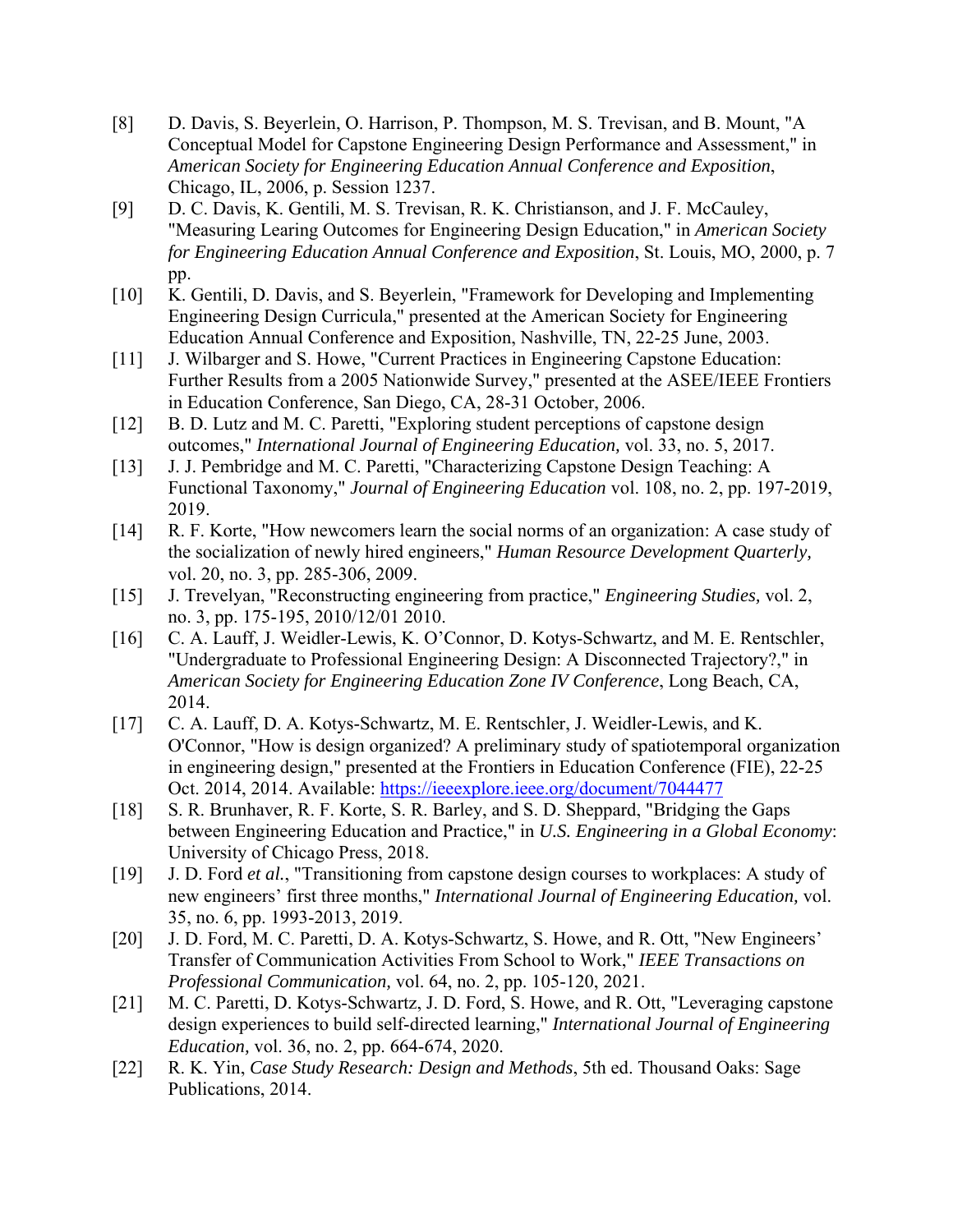[8] D. Davis, S. Beyerlein, O. Harrison, P. Thompson, M. S. Trevisan, and B. Mount, "A Conceptual Model for Capstone Engineering Design Performance and Assessment," in *American Society for Engineering Education Annual Conference and Exposition*, Chicago, IL, 2006, p. Session 1237.

[9] D. C. Davis, K. Gentili, M. S. Trevisan, R. K. Christianson, and J. F. McCauley, "Measuring Learing Outcomes for Engineering Design Education," in *American Society for Engineering Education Annual Conference and Exposition*, St. Louis, MO, 2000, p. 7 pp.

[10] K. Gentili, D. Davis, and S. Beyerlein, "Framework for Developing and Implementing Engineering Design Curricula," presented at the American Society for Engineering Education Annual Conference and Exposition, Nashville, TN, 22-25 June, 2003.

[11] J. Wilbarger and S. Howe, "Current Practices in Engineering Capstone Education: Further Results from a 2005 Nationwide Survey," presented at the ASEE/IEEE Frontiers in Education Conference, San Diego, CA, 28-31 October, 2006.

[12] B. D. Lutz and M. C. Paretti, "Exploring student perceptions of capstone design outcomes," *International Journal of Engineering Education,* vol. 33, no. 5, 2017.

[13] J. J. Pembridge and M. C. Paretti, "Characterizing Capstone Design Teaching: A Functional Taxonomy," *Journal of Engineering Education* vol. 108, no. 2, pp. 197-2019, 2019.

[14] R. F. Korte, "How newcomers learn the social norms of an organization: A case study of the socialization of newly hired engineers," *Human Resource Development Quarterly,* vol. 20, no. 3, pp. 285-306, 2009.

[15] J. Trevelyan, "Reconstructing engineering from practice," *Engineering Studies,* vol. 2, no. 3, pp. 175-195, 2010/12/01 2010.

[16] C. A. Lauff, J. Weidler-Lewis, K. O'Connor, D. Kotys-Schwartz, and M. E. Rentschler, "Undergraduate to Professional Engineering Design: A Disconnected Trajectory?," in *American Society for Engineering Education Zone IV Conference*, Long Beach, CA, 2014.

[17] C. A. Lauff, D. A. Kotys-Schwartz, M. E. Rentschler, J. Weidler-Lewis, and K. O'Connor, "How is design organized? A preliminary study of spatiotemporal organization in engineering design," presented at the Frontiers in Education Conference (FIE), 22-25 Oct. 2014, 2014. Available: https://ieeexplore.ieee.org/document/7044477

[18] S. R. Brunhaver, R. F. Korte, S. R. Barley, and S. D. Sheppard, "Bridging the Gaps between Engineering Education and Practice," in *U.S. Engineering in a Global Economy*: University of Chicago Press, 2018.

[19] J. D. Ford *et al.*, "Transitioning from capstone design courses to workplaces: A study of new engineers' first three months," *International Journal of Engineering Education,* vol. 35, no. 6, pp. 1993-2013, 2019.

[20] J. D. Ford, M. C. Paretti, D. A. Kotys-Schwartz, S. Howe, and R. Ott, "New Engineers' Transfer of Communication Activities From School to Work," *IEEE Transactions on Professional Communication,* vol. 64, no. 2, pp. 105-120, 2021.

[21] M. C. Paretti, D. Kotys-Schwartz, J. D. Ford, S. Howe, and R. Ott, "Leveraging capstone design experiences to build self-directed learning," *International Journal of Engineering Education,* vol. 36, no. 2, pp. 664-674, 2020.

[22] R. K. Yin, *Case Study Research: Design and Methods*, 5th ed. Thousand Oaks: Sage Publications, 2014.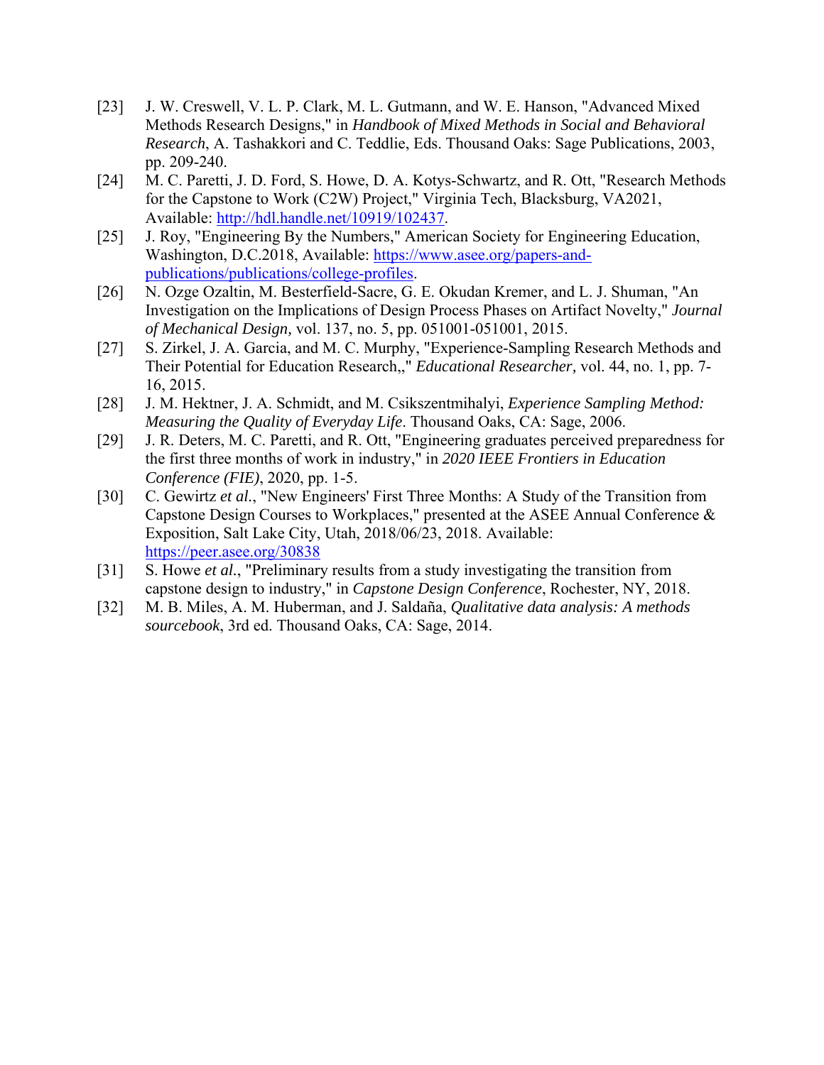[23] J. W. Creswell, V. L. P. Clark, M. L. Gutmann, and W. E. Hanson, "Advanced Mixed Methods Research Designs," in *Handbook of Mixed Methods in Social and Behavioral Research*, A. Tashakkori and C. Teddlie, Eds. Thousand Oaks: Sage Publications, 2003, pp. 209-240.

[24] M. C. Paretti, J. D. Ford, S. Howe, D. A. Kotys-Schwartz, and R. Ott, "Research Methods for the Capstone to Work (C2W) Project," Virginia Tech, Blacksburg, VA2021, Available: http://hdl.handle.net/10919/102437.

[25] J. Roy, "Engineering By the Numbers," American Society for Engineering Education, Washington, D.C.2018, Available: https://www.asee.org/papers-and-publications/publications/college-profiles.

[26] N. Ozge Ozaltin, M. Besterfield-Sacre, G. E. Okudan Kremer, and L. J. Shuman, "An Investigation on the Implications of Design Process Phases on Artifact Novelty," *Journal of Mechanical Design,* vol. 137, no. 5, pp. 051001-051001, 2015.

[27] S. Zirkel, J. A. Garcia, and M. C. Murphy, "Experience-Sampling Research Methods and Their Potential for Education Research,," *Educational Researcher,* vol. 44, no. 1, pp. 7-16, 2015.

[28] J. M. Hektner, J. A. Schmidt, and M. Csikszentmihalyi, *Experience Sampling Method: Measuring the Quality of Everyday Life*. Thousand Oaks, CA: Sage, 2006.

[29] J. R. Deters, M. C. Paretti, and R. Ott, "Engineering graduates perceived preparedness for the first three months of work in industry," in *2020 IEEE Frontiers in Education Conference (FIE)*, 2020, pp. 1-5.

[30] C. Gewirtz *et al.*, "New Engineers' First Three Months: A Study of the Transition from Capstone Design Courses to Workplaces," presented at the ASEE Annual Conference & Exposition, Salt Lake City, Utah, 2018/06/23, 2018. Available: https://peer.asee.org/30838

[31] S. Howe *et al.*, "Preliminary results from a study investigating the transition from capstone design to industry," in *Capstone Design Conference*, Rochester, NY, 2018.

[32] M. B. Miles, A. M. Huberman, and J. Saldaña, *Qualitative data analysis: A methods sourcebook*, 3rd ed. Thousand Oaks, CA: Sage, 2014.